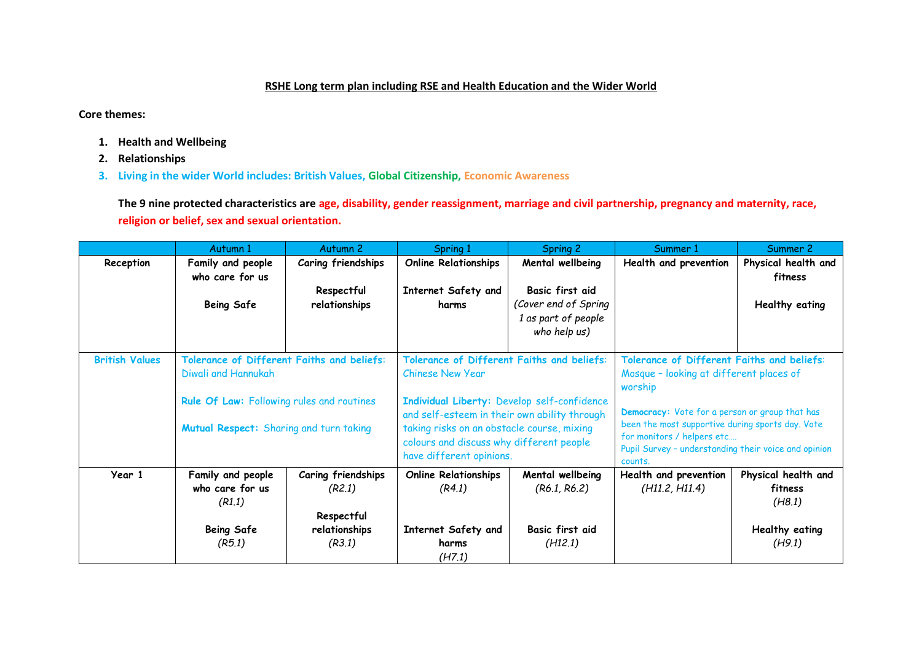**RSHE Long term plan including RSE and Health Education and the Wider World**

**Core themes:**

1. **Health and Wellbeing**
2. **Relationships**
3. **Living in the wider World includes: British Values, Global Citizenship, Economic Awareness**

**The 9 nine protected characteristics are age, disability, gender reassignment, marriage and civil partnership, pregnancy and maternity, race, religion or belief, sex and sexual orientation.**

| | Autumn 1 | Autumn 2 | Spring 1 | Spring 2 | Summer 1 | Summer 2 |
|---|---|---|---|---|---|---|
| Reception | **Family and people who care for us**<br><br>**Being Safe** | **Caring friendships**<br><br>**Respectful relationships** | **Online Relationships**<br><br>**Internet Safety and harms** | **Mental wellbeing**<br><br>**Basic first aid**<br>*(Cover end of Spring 1 as part of people who help us)* | **Health and prevention** | **Physical health and fitness**<br><br>**Healthy eating** |
| **British Values** | **Tolerance of Different Faiths and beliefs**: Diwali and Hannukah<br><br>**Rule Of Law:** Following rules and routines<br><br>**Mutual Respect:** Sharing and turn taking | | **Tolerance of Different Faiths and beliefs**: Chinese New Year<br><br>**Individual Liberty:** Develop self-confidence and self-esteem in their own ability through taking risks on an obstacle course, mixing colours and discuss why different people have different opinions. | | **Tolerance of Different Faiths and beliefs**: Mosque – looking at different places of worship<br><br>**Democracy:** Vote for a person or group that has been the most supportive during sports day. Vote for monitors / helpers etc….<br>Pupil Survey – understanding their voice and opinion counts. | |
| Year 1 | **Family and people who care for us**<br>*(R1.1)*<br><br>**Being Safe**<br>*(R5.1)* | **Caring friendships**<br>*(R2.1)*<br><br>**Respectful relationships**<br>*(R3.1)* | **Online Relationships**<br>*(R4.1)*<br><br>**Internet Safety and harms**<br>*(H7.1)* | **Mental wellbeing**<br>*(R6.1, R6.2)*<br><br>**Basic first aid**<br>*(H12.1)* | **Health and prevention**<br>*(H11.2, H11.4)* | **Physical health and fitness**<br>*(H8.1)*<br><br>**Healthy eating**<br>*(H9.1)* |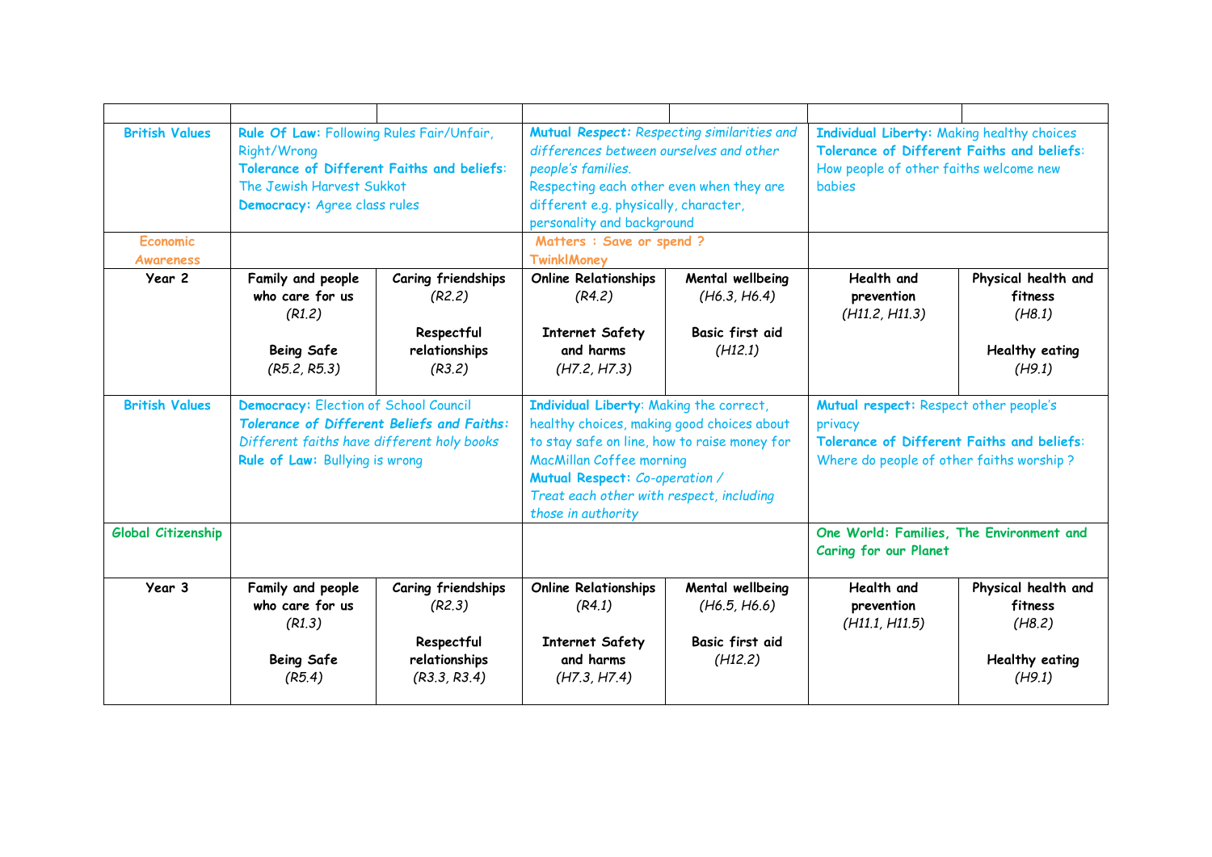| | | | | | | |
|---|---|---|---|---|---|---|
| **British Values** | **Rule Of Law:** Following Rules Fair/Unfair, Right/Wrong<br>**Tolerance of Different Faiths and beliefs**: The Jewish Harvest Sukkot<br>**Democracy:** Agree class rules | | ***Mutual Respect:*** *Respecting similarities and differences between ourselves and other people's families.*<br>Respecting each other even when they are different e.g. physically, character, personality and background | | **Individual Liberty:** Making healthy choices<br>**Tolerance of Different Faiths and beliefs**: How people of other faiths welcome new babies | |
| **Economic Awareness** | | | **Matters : Save or spend ? TwinklMoney** | | | |
| **Year 2** | **Family and people who care for us**<br>*(R1.2)*<br><br>**Being Safe**<br>*(R5.2, R5.3)* | **Caring friendships**<br>*(R2.2)*<br><br>**Respectful relationships**<br>*(R3.2)* | **Online Relationships**<br>*(R4.2)*<br><br>**Internet Safety and harms**<br>*(H7.2, H7.3)* | **Mental wellbeing**<br>*(H6.3, H6.4)*<br><br>**Basic first aid**<br>*(H12.1)* | **Health and prevention**<br>*(H11.2, H11.3)* | **Physical health and fitness**<br>*(H8.1)*<br><br>**Healthy eating**<br>*(H9.1)* |
| **British Values** | **Democracy:** Election of School Council<br>***Tolerance of Different Beliefs and Faiths:*** *Different faiths have different holy books*<br>**Rule of Law:** Bullying is wrong | | **Individual Liberty**: Making the correct, healthy choices, making good choices about to stay safe on line, how to raise money for MacMillan Coffee morning<br>**Mutual Respect:** *Co-operation / Treat each other with respect, including those in authority* | | **Mutual respect:** Respect other people's privacy<br>**Tolerance of Different Faiths and beliefs**: Where do people of other faiths worship ? | |
| **Global Citizenship** | | | | | **One World: Families, The Environment and Caring for our Planet** | |
| **Year 3** | **Family and people who care for us**<br>*(R1.3)*<br><br>**Being Safe**<br>*(R5.4)* | **Caring friendships**<br>*(R2.3)*<br><br>**Respectful relationships**<br>*(R3.3, R3.4)* | **Online Relationships**<br>*(R4.1)*<br><br>**Internet Safety and harms**<br>*(H7.3, H7.4)* | **Mental wellbeing**<br>*(H6.5, H6.6)*<br><br>**Basic first aid**<br>*(H12.2)* | **Health and prevention**<br>*(H11.1, H11.5)* | **Physical health and fitness**<br>*(H8.2)*<br><br>**Healthy eating**<br>*(H9.1)* |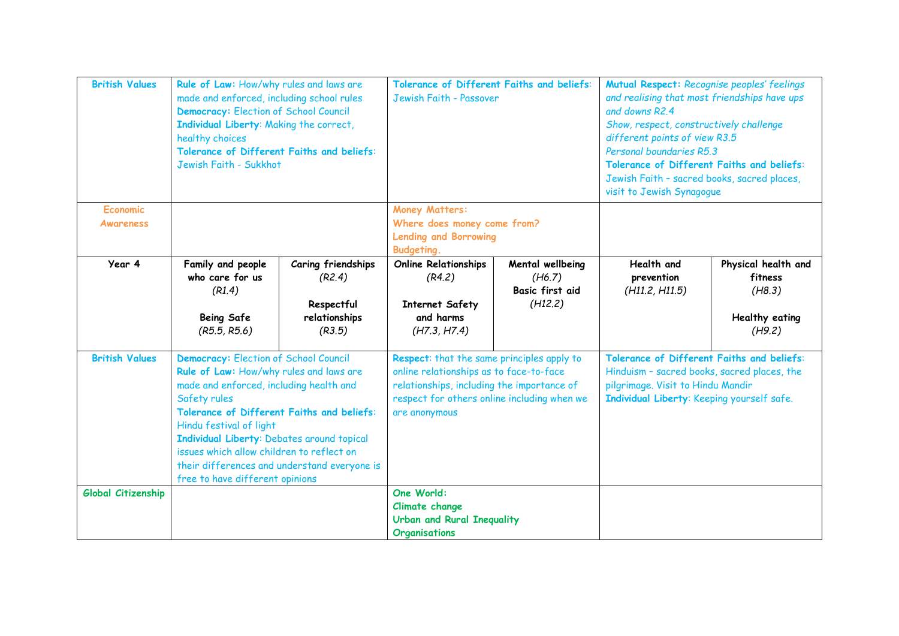| | | | | | | |
|---|---|---|---|---|---|---|
| **British Values** | **Rule of Law:** How/why rules and laws are made and enforced, including school rules<br>**Democracy:** Election of School Council<br>**Individual Liberty**: Making the correct, healthy choices<br>**Tolerance of Different Faiths and beliefs**: Jewish Faith - Sukkhot | | **Tolerance of Different Faiths and beliefs**: Jewish Faith - Passover | | **Mutual Respect:** *Recognise peoples' feelings and realising that most friendships have ups and downs R2.4*<br>*Show, respect, constructively challenge different points of view R3.5*<br>*Personal boundaries R5.3*<br>**Tolerance of Different Faiths and beliefs**: Jewish Faith – sacred books, sacred places, visit to Jewish Synagogue | |
| **Economic Awareness** | | | **Money Matters:**<br>**Where does money come from?**<br>**Lending and Borrowing**<br>**Budgeting.** | | | |
| **Year 4** | **Family and people who care for us** *(R1.4)*<br><br>**Being Safe** *(R5.5, R5.6)* | **Caring friendships** *(R2.4)*<br><br>**Respectful relationships** *(R3.5)* | **Online Relationships** *(R4.2)*<br><br>**Internet Safety and harms** *(H7.3, H7.4)* | **Mental wellbeing** *(H6.7)*<br>**Basic first aid** *(H12.2)* | **Health and prevention** *(H11.2, H11.5)* | **Physical health and fitness** *(H8.3)*<br><br>**Healthy eating** *(H9.2)* |
| **British Values** | **Democracy:** Election of School Council<br>**Rule of Law:** How/why rules and laws are made and enforced, including health and Safety rules<br>**Tolerance of Different Faiths and beliefs**: Hindu festival of light<br>**Individual Liberty**: Debates around topical issues which allow children to reflect on their differences and understand everyone is free to have different opinions | | **Respect**: that the same principles apply to online relationships as to face-to-face relationships, including the importance of respect for others online including when we are anonymous | | **Tolerance of Different Faiths and beliefs**: Hinduism – sacred books, sacred places, the pilgrimage. Visit to Hindu Mandir<br>**Individual Liberty**: Keeping yourself safe. | |
| **Global Citizenship** | | | **One World:**<br>**Climate change**<br>**Urban and Rural Inequality**<br>**Organisations** | | | |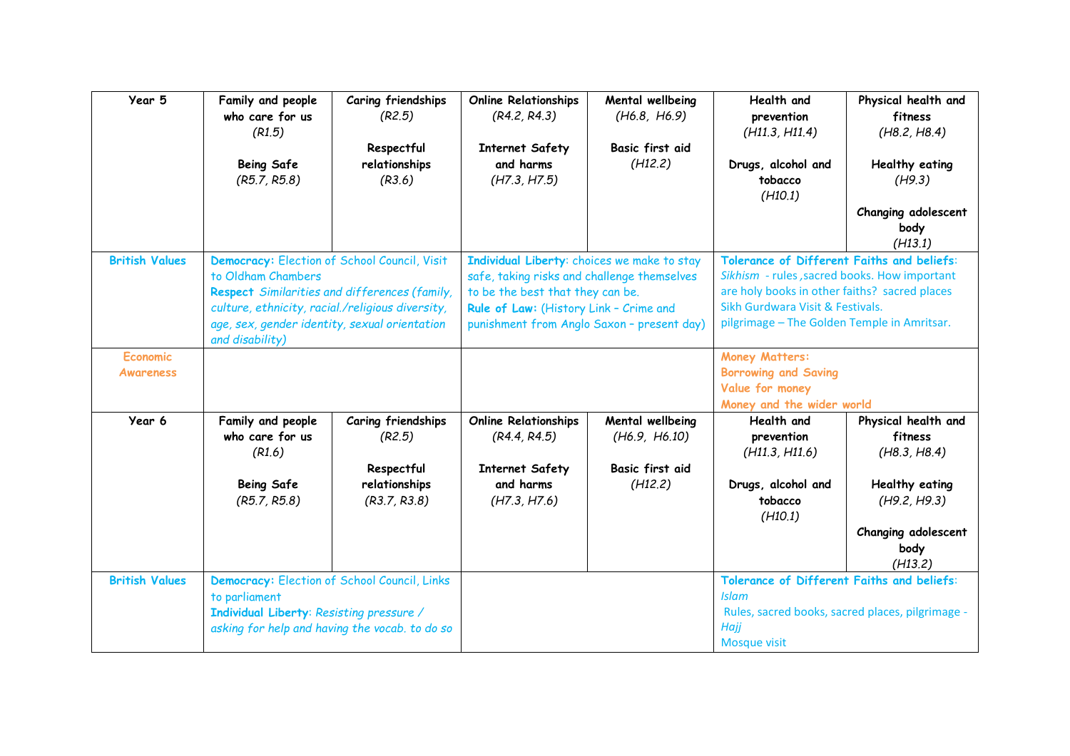| | | | | | | |
|---|---|---|---|---|---|---|
| **Year 5** | **Family and people who care for us** *(R1.5)*<br><br>**Being Safe** *(R5.7, R5.8)* | **Caring friendships** *(R2.5)*<br><br>**Respectful relationships** *(R3.6)* | **Online Relationships** *(R4.2, R4.3)*<br><br>**Internet Safety and harms** *(H7.3, H7.5)* | **Mental wellbeing** *(H6.8, H6.9)*<br><br>**Basic first aid** *(H12.2)* | **Health and prevention** *(H11.3, H11.4)*<br><br>**Drugs, alcohol and tobacco** *(H10.1)* | **Physical health and fitness** *(H8.2, H8.4)*<br><br>**Healthy eating** *(H9.3)*<br><br>**Changing adolescent body** *(H13.1)* |
| **British Values** | **Democracy:** Election of School Council, Visit to Oldham Chambers<br>**Respect** *Similarities and differences (family, culture, ethnicity, racial./religious diversity, age, sex, gender identity, sexual orientation and disability)* | | **Individual Liberty**: choices we make to stay safe, taking risks and challenge themselves to be the best that they can be.<br>**Rule of Law:** (History Link – Crime and punishment from Anglo Saxon – present day) | | **Tolerance of Different Faiths and beliefs**:<br>*Sikhism* - rules ,sacred books. How important are holy books in other faiths? sacred places Sikh Gurdwara Visit & Festivals.<br>pilgrimage – The Golden Temple in Amritsar. | |
| **Economic Awareness** | | | | | **Money Matters:**<br>**Borrowing and Saving**<br>**Value for money**<br>**Money and the wider world** | |
| **Year 6** | **Family and people who care for us** *(R1.6)*<br><br>**Being Safe** *(R5.7, R5.8)* | **Caring friendships** *(R2.5)*<br><br>**Respectful relationships** *(R3.7, R3.8)* | **Online Relationships** *(R4.4, R4.5)*<br><br>**Internet Safety and harms** *(H7.3, H7.6)* | **Mental wellbeing** *(H6.9, H6.10)*<br><br>**Basic first aid** *(H12.2)* | **Health and prevention** *(H11.3, H11.6)*<br><br>**Drugs, alcohol and tobacco** *(H10.1)* | **Physical health and fitness** *(H8.3, H8.4)*<br><br>**Healthy eating** *(H9.2, H9.3)*<br><br>**Changing adolescent body** *(H13.2)* |
| **British Values** | **Democracy:** Election of School Council, Links to parliament<br>**Individual Liberty**: *Resisting pressure / asking for help and having the vocab. to do so* | | | | **Tolerance of Different Faiths and beliefs**:<br>*Islam*<br>Rules, sacred books, sacred places, pilgrimage - *Hajj*<br>Mosque visit | |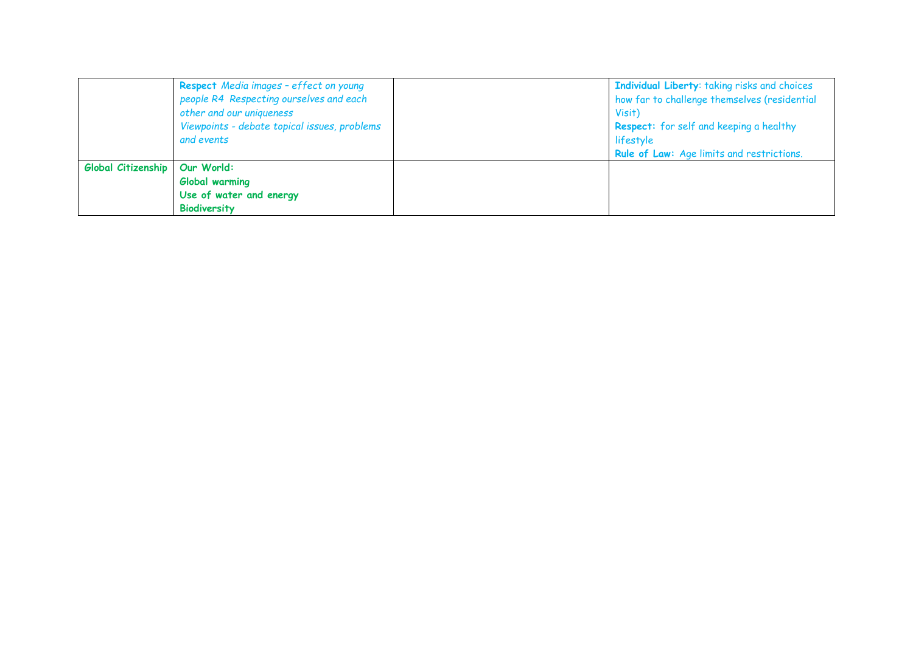| | | | |
|---|---|---|---|
| | **Respect** *Media images – effect on young people R4 Respecting ourselves and each other and our uniqueness*<br>*Viewpoints - debate topical issues, problems and events* | | **Individual Liberty**: taking risks and choices how far to challenge themselves (residential Visit)<br>**Respect:** for self and keeping a healthy lifestyle<br>**Rule of Law:** Age limits and restrictions. |
| **Global Citizenship** | **Our World:**<br>**Global warming**<br>**Use of water and energy**<br>**Biodiversity** | | |